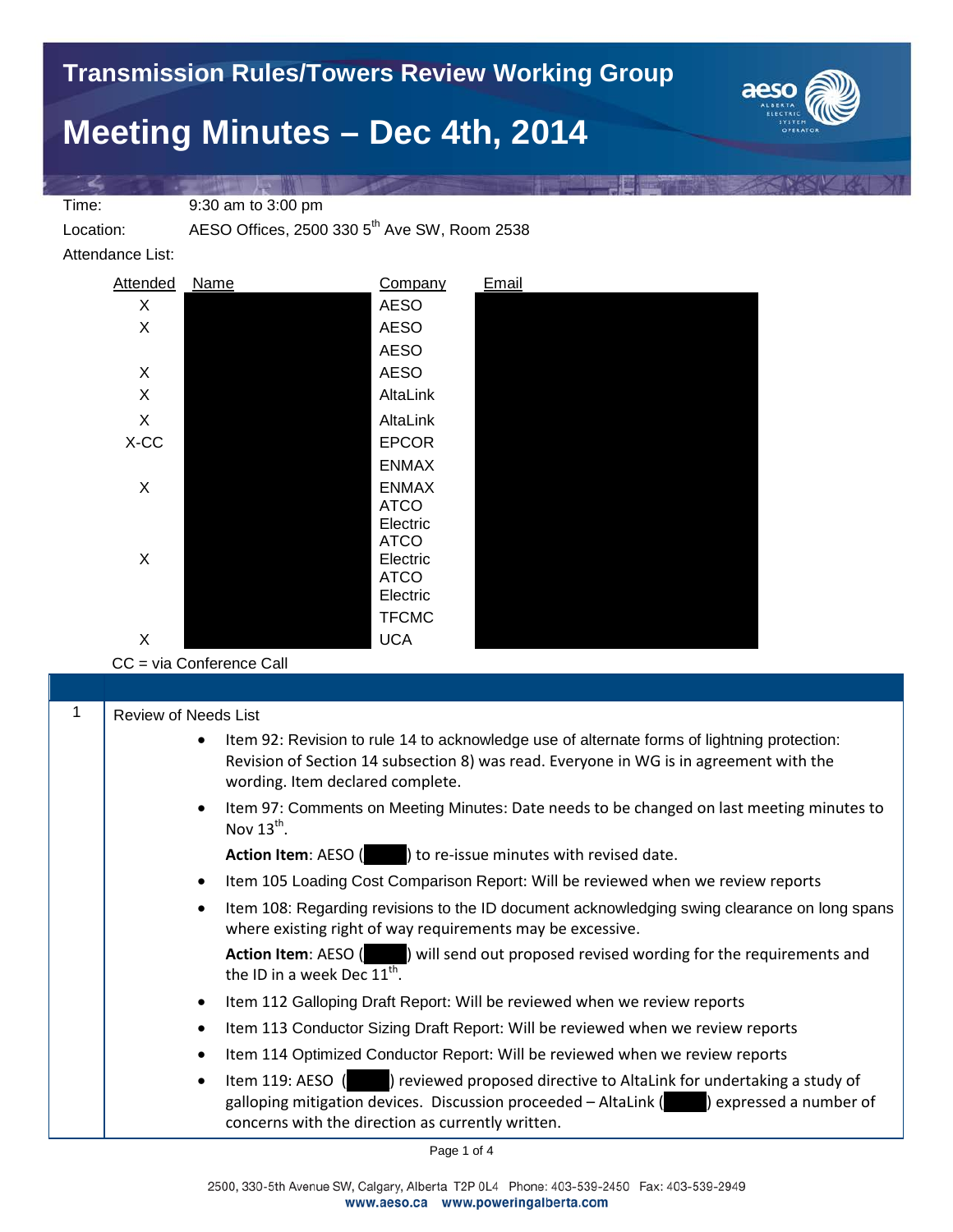# Transmission Rules/Towers Review Working Group

# Meeting Minutes – Dec 4th, 2014

Time: 9:30 am to 3:00 pm

Location: AESO Offices, 2500 330 5th Ave SW, Room 2538

Attendance List:

| Attended | Name | Company | Email |
|---|---|---|---|
| X | | AESO | |
| X | | AESO | |
| | | AESO | |
| X | | AESO | |
| X | | AltaLink | |
| X | | AltaLink | |
| X-CC | | EPCOR | |
| | | ENMAX | |
| X | | ENMAX | |
| | | ATCO Electric | |
| X | | ATCO Electric | |
| | | ATCO Electric | |
| | | TFCMC | |
| X | | UCA | |

CC = via Conference Call

| | |
|---|---|
| 1 | Review of Needs List |

- Item 92: Revision to rule 14 to acknowledge use of alternate forms of lightning protection: Revision of Section 14 subsection 8) was read. Everyone in WG is in agreement with the wording. Item declared complete.
- Item 97: Comments on Meeting Minutes: Date needs to be changed on last meeting minutes to Nov 13th.

  **Action Item**: AESO ( ) to re-issue minutes with revised date.
- Item 105 Loading Cost Comparison Report: Will be reviewed when we review reports
- Item 108: Regarding revisions to the ID document acknowledging swing clearance on long spans where existing right of way requirements may be excessive.

  **Action Item**: AESO ( ) will send out proposed revised wording for the requirements and the ID in a week Dec 11th.
- Item 112 Galloping Draft Report: Will be reviewed when we review reports
- Item 113 Conductor Sizing Draft Report: Will be reviewed when we review reports
- Item 114 Optimized Conductor Report: Will be reviewed when we review reports
- Item 119: AESO ( ) reviewed proposed directive to AltaLink for undertaking a study of galloping mitigation devices. Discussion proceeded – AltaLink ( ) expressed a number of concerns with the direction as currently written.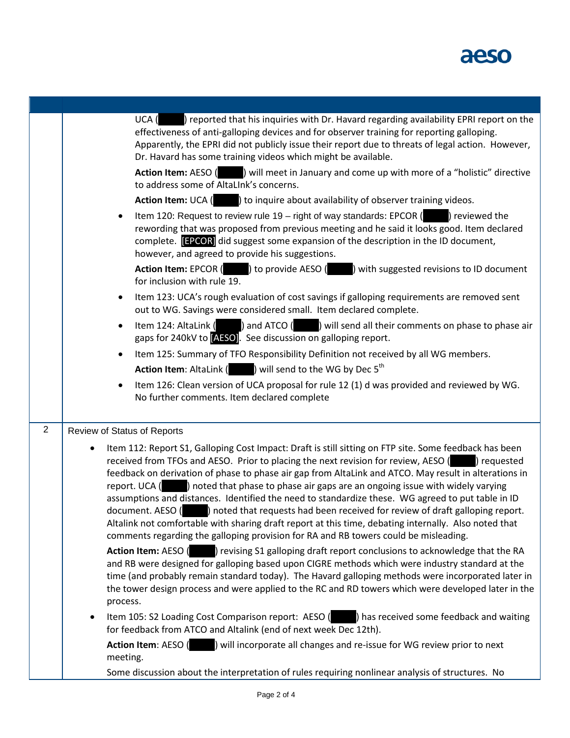| | |
|---|---|
| | UCA ( ) reported that his inquiries with Dr. Havard regarding availability EPRI report on the effectiveness of anti-galloping devices and for observer training for reporting galloping. Apparently, the EPRI did not publicly issue their report due to threats of legal action. However, Dr. Havard has some training videos which might be available.<br><br>**Action Item:** AESO ( ) will meet in January and come up with more of a "holistic" directive to address some of AltaLInk's concerns.<br><br>**Action Item:** UCA ( ) to inquire about availability of observer training videos.<br><br>• Item 120: Request to review rule 19 – right of way standards: EPCOR ( ) reviewed the rewording that was proposed from previous meeting and he said it looks good. Item declared complete. [EPCOR] did suggest some expansion of the description in the ID document, however, and agreed to provide his suggestions.<br><br>**Action Item:** EPCOR ( ) to provide AESO ( ) with suggested revisions to ID document for inclusion with rule 19.<br><br>• Item 123: UCA's rough evaluation of cost savings if galloping requirements are removed sent out to WG. Savings were considered small. Item declared complete.<br><br>• Item 124: AltaLink ( ) and ATCO ( ) will send all their comments on phase to phase air gaps for 240kV to [AESO]. See discussion on galloping report.<br><br>• Item 125: Summary of TFO Responsibility Definition not received by all WG members.<br>**Action Item**: AltaLink ( ) will send to the WG by Dec 5th<br><br>• Item 126: Clean version of UCA proposal for rule 12 (1) d was provided and reviewed by WG. No further comments. Item declared complete |
| 2 | Review of Status of Reports<br><br>• Item 112: Report S1, Galloping Cost Impact: Draft is still sitting on FTP site. Some feedback has been received from TFOs and AESO. Prior to placing the next revision for review, AESO ( ) requested feedback on derivation of phase to phase air gap from AltaLink and ATCO. May result in alterations in report. UCA ( ) noted that phase to phase air gaps are an ongoing issue with widely varying assumptions and distances. Identified the need to standardize these. WG agreed to put table in ID document. AESO ( ) noted that requests had been received for review of draft galloping report. Altalink not comfortable with sharing draft report at this time, debating internally. Also noted that comments regarding the galloping provision for RA and RB towers could be misleading.<br><br>**Action Item:** AESO ( ) revising S1 galloping draft report conclusions to acknowledge that the RA and RB were designed for galloping based upon CIGRE methods which were industry standard at the time (and probably remain standard today). The Havard galloping methods were incorporated later in the tower design process and were applied to the RC and RD towers which were developed later in the process.<br><br>• Item 105: S2 Loading Cost Comparison report: AESO ( ) has received some feedback and waiting for feedback from ATCO and Altalink (end of next week Dec 12th).<br><br>**Action Item**: AESO ( ) will incorporate all changes and re-issue for WG review prior to next meeting.<br><br>Some discussion about the interpretation of rules requiring nonlinear analysis of structures. No |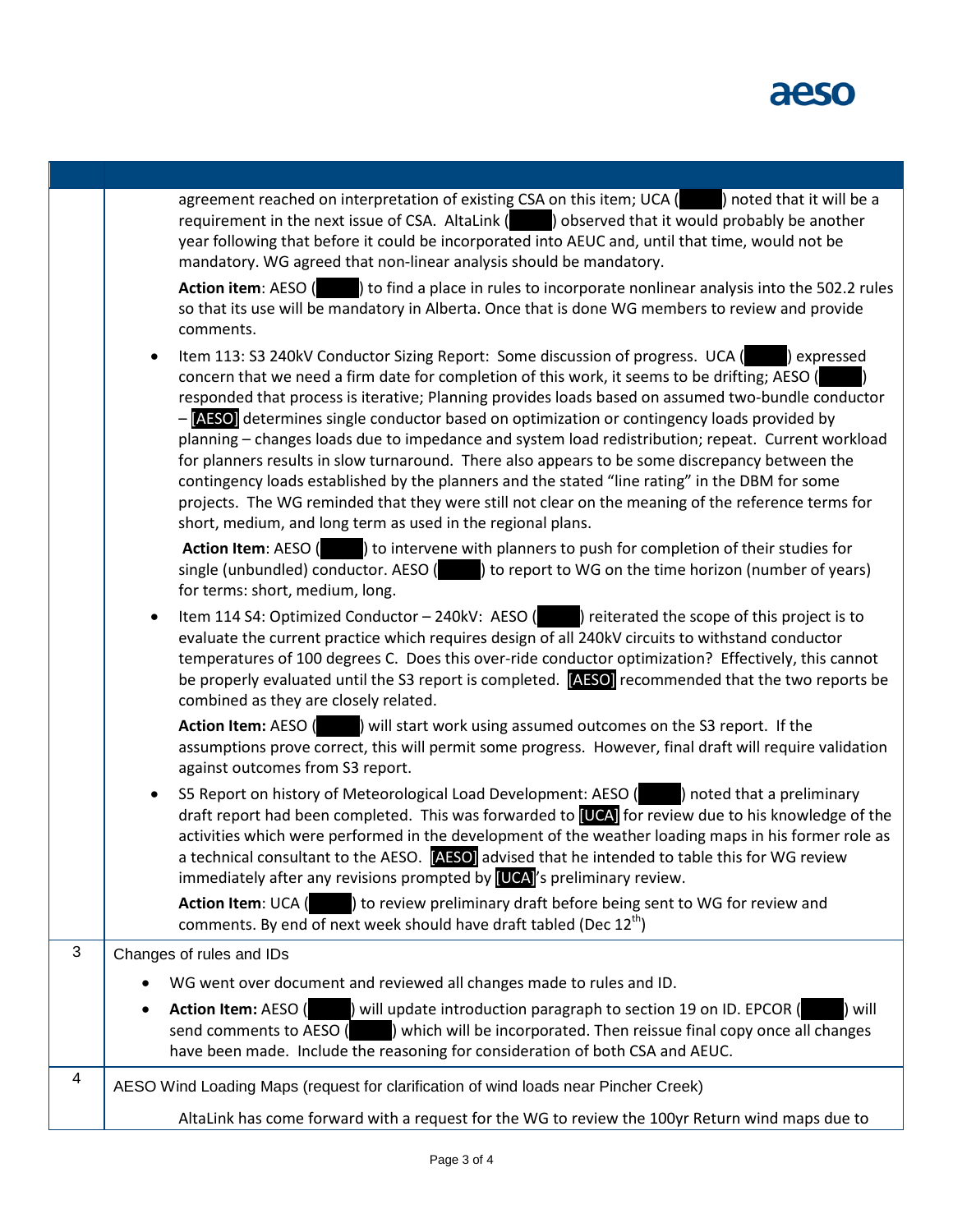| | |
|---|---|
| | agreement reached on interpretation of existing CSA on this item; UCA ( ) noted that it will be a requirement in the next issue of CSA. AltaLink ( ) observed that it would probably be another year following that before it could be incorporated into AEUC and, until that time, would not be mandatory. WG agreed that non-linear analysis should be mandatory.<br><br>**Action item**: AESO ( ) to find a place in rules to incorporate nonlinear analysis into the 502.2 rules so that its use will be mandatory in Alberta. Once that is done WG members to review and provide comments.<br><br>• Item 113: S3 240kV Conductor Sizing Report: Some discussion of progress. UCA ( ) expressed concern that we need a firm date for completion of this work, it seems to be drifting; AESO ( ) responded that process is iterative; Planning provides loads based on assumed two-bundle conductor – [AESO] determines single conductor based on optimization or contingency loads provided by planning – changes loads due to impedance and system load redistribution; repeat. Current workload for planners results in slow turnaround. There also appears to be some discrepancy between the contingency loads established by the planners and the stated "line rating" in the DBM for some projects. The WG reminded that they were still not clear on the meaning of the reference terms for short, medium, and long term as used in the regional plans.<br><br>**Action Item**: AESO ( ) to intervene with planners to push for completion of their studies for single (unbundled) conductor. AESO ( ) to report to WG on the time horizon (number of years) for terms: short, medium, long.<br><br>• Item 114 S4: Optimized Conductor – 240kV: AESO ( ) reiterated the scope of this project is to evaluate the current practice which requires design of all 240kV circuits to withstand conductor temperatures of 100 degrees C. Does this over-ride conductor optimization? Effectively, this cannot be properly evaluated until the S3 report is completed. [AESO] recommended that the two reports be combined as they are closely related.<br><br>**Action Item:** AESO ( ) will start work using assumed outcomes on the S3 report. If the assumptions prove correct, this will permit some progress. However, final draft will require validation against outcomes from S3 report.<br><br>• S5 Report on history of Meteorological Load Development: AESO ( ) noted that a preliminary draft report had been completed. This was forwarded to [UCA] for review due to his knowledge of the activities which were performed in the development of the weather loading maps in his former role as a technical consultant to the AESO. [AESO] advised that he intended to table this for WG review immediately after any revisions prompted by [UCA]'s preliminary review.<br><br>**Action Item**: UCA ( ) to review preliminary draft before being sent to WG for review and comments. By end of next week should have draft tabled (Dec 12th) |
| 3 | Changes of rules and IDs<br><br>• WG went over document and reviewed all changes made to rules and ID.<br>• **Action Item:** AESO ( ) will update introduction paragraph to section 19 on ID. EPCOR ( ) will send comments to AESO ( ) which will be incorporated. Then reissue final copy once all changes have been made. Include the reasoning for consideration of both CSA and AEUC. |
| 4 | AESO Wind Loading Maps (request for clarification of wind loads near Pincher Creek)<br><br>AltaLink has come forward with a request for the WG to review the 100yr Return wind maps due to |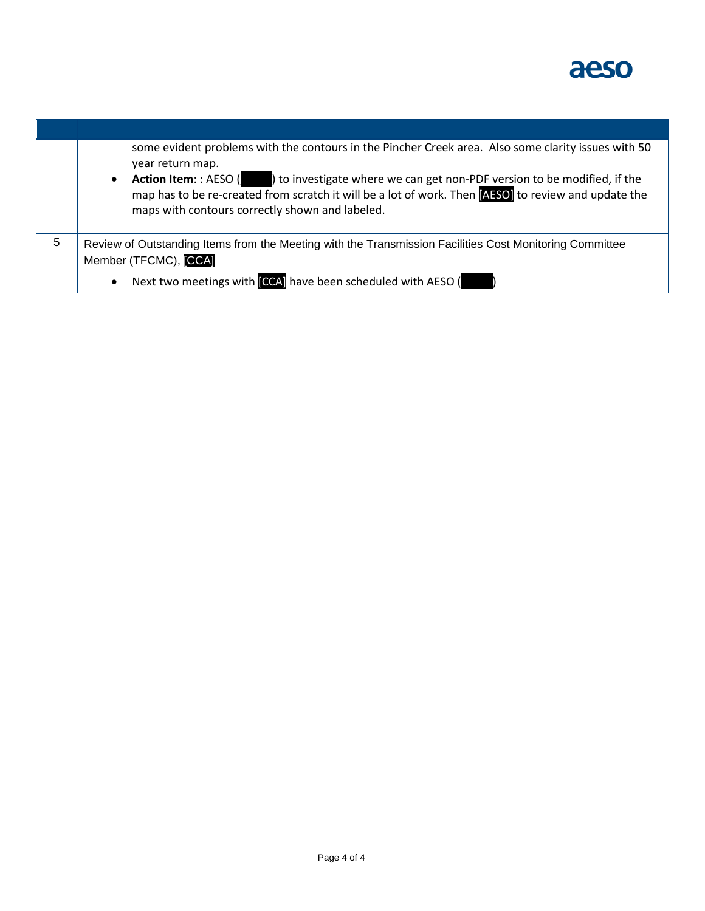| | |
|---|---|
| | some evident problems with the contours in the Pincher Creek area. Also some clarity issues with 50 year return map.<br>• **Action Item**: : AESO ( ) to investigate where we can get non-PDF version to be modified, if the map has to be re-created from scratch it will be a lot of work. Then [AESO] to review and update the maps with contours correctly shown and labeled. |
| 5 | Review of Outstanding Items from the Meeting with the Transmission Facilities Cost Monitoring Committee Member (TFCMC), [CCA]<br>• Next two meetings with [CCA] have been scheduled with AESO ( ) |